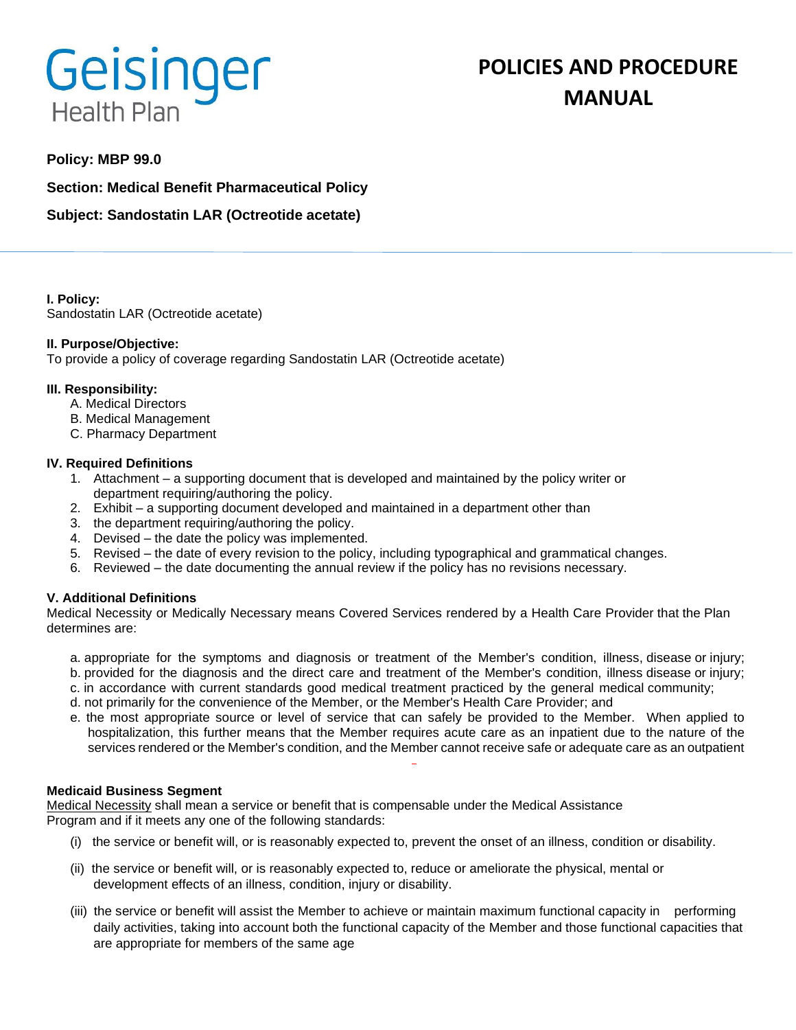# Geisinger Health Plan

# POLICIES AND PROCEDURE MANUAL

**Policy: MBP 99.0**

**Section: Medical Benefit Pharmaceutical Policy**

**Subject: Sandostatin LAR (Octreotide acetate)**

**I. Policy:**
Sandostatin LAR (Octreotide acetate)

**II. Purpose/Objective:**
To provide a policy of coverage regarding Sandostatin LAR (Octreotide acetate)

**III. Responsibility:**

A. Medical Directors
B. Medical Management
C. Pharmacy Department

**IV. Required Definitions**

1. Attachment – a supporting document that is developed and maintained by the policy writer or department requiring/authoring the policy.
2. Exhibit – a supporting document developed and maintained in a department other than
3. the department requiring/authoring the policy.
4. Devised – the date the policy was implemented.
5. Revised – the date of every revision to the policy, including typographical and grammatical changes.
6. Reviewed – the date documenting the annual review if the policy has no revisions necessary.

**V. Additional Definitions**
Medical Necessity or Medically Necessary means Covered Services rendered by a Health Care Provider that the Plan determines are:

a. appropriate for the symptoms and diagnosis or treatment of the Member's condition, illness, disease or injury;
b. provided for the diagnosis and the direct care and treatment of the Member's condition, illness disease or injury;
c. in accordance with current standards good medical treatment practiced by the general medical community;
d. not primarily for the convenience of the Member, or the Member's Health Care Provider; and
e. the most appropriate source or level of service that can safely be provided to the Member. When applied to hospitalization, this further means that the Member requires acute care as an inpatient due to the nature of the services rendered or the Member's condition, and the Member cannot receive safe or adequate care as an outpatient

**Medicaid Business Segment**
Medical Necessity shall mean a service or benefit that is compensable under the Medical Assistance Program and if it meets any one of the following standards:

(i) the service or benefit will, or is reasonably expected to, prevent the onset of an illness, condition or disability.

(ii) the service or benefit will, or is reasonably expected to, reduce or ameliorate the physical, mental or development effects of an illness, condition, injury or disability.

(iii) the service or benefit will assist the Member to achieve or maintain maximum functional capacity in performing daily activities, taking into account both the functional capacity of the Member and those functional capacities that are appropriate for members of the same age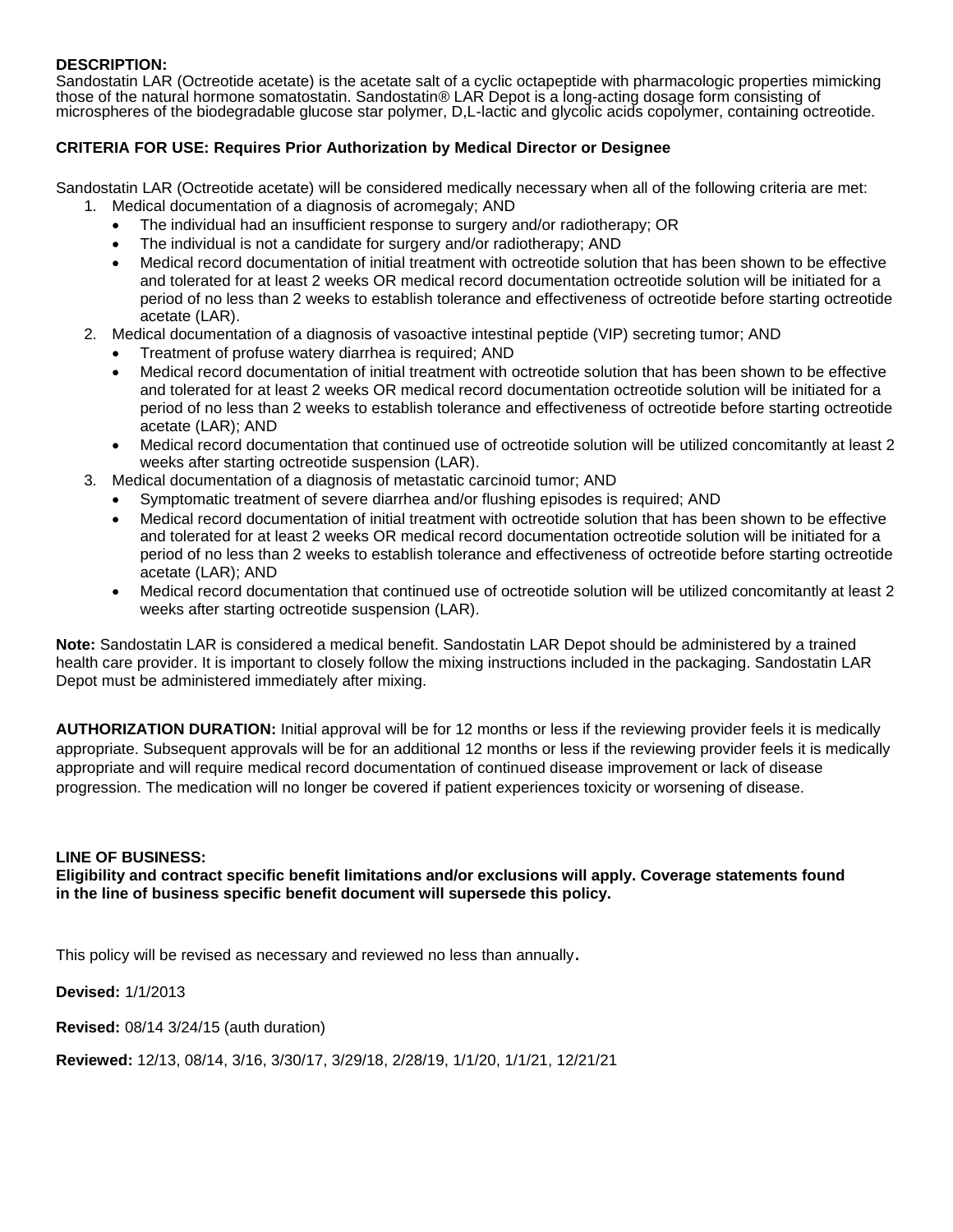**DESCRIPTION:**
Sandostatin LAR (Octreotide acetate) is the acetate salt of a cyclic octapeptide with pharmacologic properties mimicking those of the natural hormone somatostatin. Sandostatin® LAR Depot is a long-acting dosage form consisting of microspheres of the biodegradable glucose star polymer, D,L-lactic and glycolic acids copolymer, containing octreotide.

**CRITERIA FOR USE: Requires Prior Authorization by Medical Director or Designee**

Sandostatin LAR (Octreotide acetate) will be considered medically necessary when all of the following criteria are met:

1. Medical documentation of a diagnosis of acromegaly; AND
   - The individual had an insufficient response to surgery and/or radiotherapy; OR
   - The individual is not a candidate for surgery and/or radiotherapy; AND
   - Medical record documentation of initial treatment with octreotide solution that has been shown to be effective and tolerated for at least 2 weeks OR medical record documentation octreotide solution will be initiated for a period of no less than 2 weeks to establish tolerance and effectiveness of octreotide before starting octreotide acetate (LAR).
2. Medical documentation of a diagnosis of vasoactive intestinal peptide (VIP) secreting tumor; AND
   - Treatment of profuse watery diarrhea is required; AND
   - Medical record documentation of initial treatment with octreotide solution that has been shown to be effective and tolerated for at least 2 weeks OR medical record documentation octreotide solution will be initiated for a period of no less than 2 weeks to establish tolerance and effectiveness of octreotide before starting octreotide acetate (LAR); AND
   - Medical record documentation that continued use of octreotide solution will be utilized concomitantly at least 2 weeks after starting octreotide suspension (LAR).
3. Medical documentation of a diagnosis of metastatic carcinoid tumor; AND
   - Symptomatic treatment of severe diarrhea and/or flushing episodes is required; AND
   - Medical record documentation of initial treatment with octreotide solution that has been shown to be effective and tolerated for at least 2 weeks OR medical record documentation octreotide solution will be initiated for a period of no less than 2 weeks to establish tolerance and effectiveness of octreotide before starting octreotide acetate (LAR); AND
   - Medical record documentation that continued use of octreotide solution will be utilized concomitantly at least 2 weeks after starting octreotide suspension (LAR).

**Note:** Sandostatin LAR is considered a medical benefit. Sandostatin LAR Depot should be administered by a trained health care provider. It is important to closely follow the mixing instructions included in the packaging. Sandostatin LAR Depot must be administered immediately after mixing.

**AUTHORIZATION DURATION:** Initial approval will be for 12 months or less if the reviewing provider feels it is medically appropriate. Subsequent approvals will be for an additional 12 months or less if the reviewing provider feels it is medically appropriate and will require medical record documentation of continued disease improvement or lack of disease progression. The medication will no longer be covered if patient experiences toxicity or worsening of disease.

**LINE OF BUSINESS:**
**Eligibility and contract specific benefit limitations and/or exclusions will apply. Coverage statements found in the line of business specific benefit document will supersede this policy.**

This policy will be revised as necessary and reviewed no less than annually.

**Devised:** 1/1/2013

**Revised:** 08/14 3/24/15 (auth duration)

**Reviewed:** 12/13, 08/14, 3/16, 3/30/17, 3/29/18, 2/28/19, 1/1/20, 1/1/21, 12/21/21